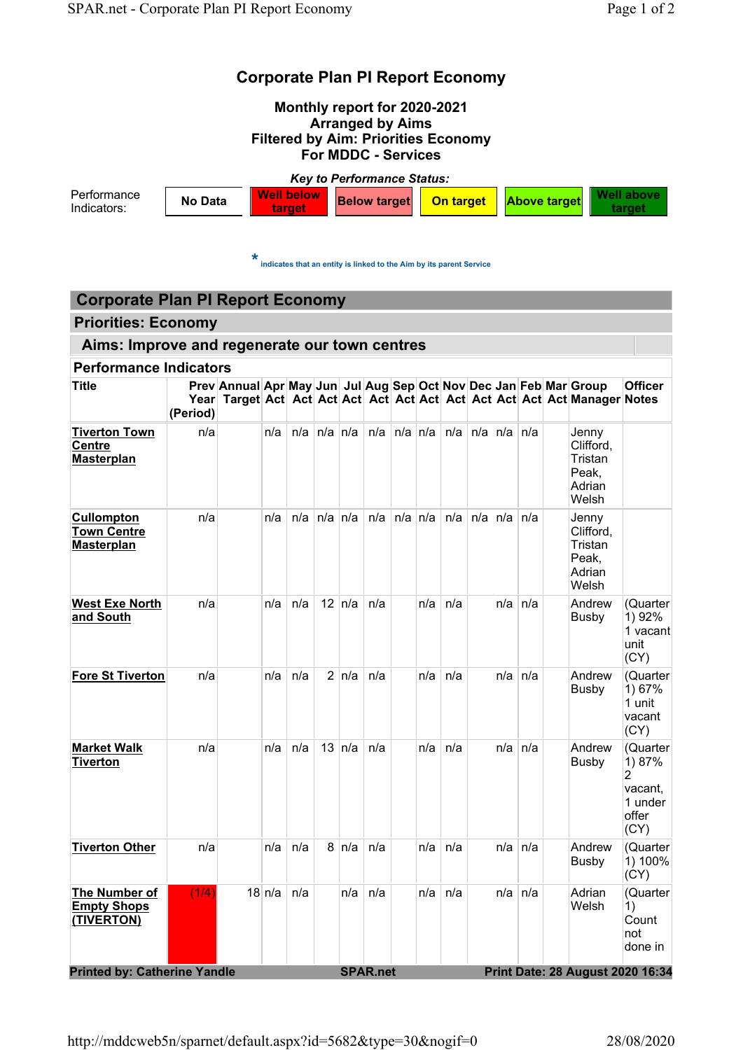# Corporate Plan PI Report Economy

**Monthly report for 2020-2021**
**Arranged by Aims**
**Filtered by Aim: Priorities Economy**
**For MDDC - Services**

***Key to Performance Status:***

| Performance Indicators: | No Data | Well below target | Below target | On target | Above target | Well above target |
|---|---|---|---|---|---|---|

\* indicates that an entity is linked to the Aim by its parent Service

## Corporate Plan PI Report Economy

### Priorities: Economy

### Aims: Improve and regenerate our town centres

#### Performance Indicators

| Title | Prev Year (Period) | Annual Target | Apr Act | May Act | Jun Act | Jul Act | Aug Act | Sep Act | Oct Act | Nov Act | Dec Act | Jan Act | Feb Act | Mar Act | Group Manager | Officer Notes |
|---|---|---|---|---|---|---|---|---|---|---|---|---|---|---|---|---|
| Tiverton Town Centre Masterplan | n/a | | n/a | n/a | n/a | n/a | n/a | n/a | n/a | n/a | n/a | n/a | n/a | | Jenny Clifford, Tristan Peak, Adrian Welsh | |
| Cullompton Town Centre Masterplan | n/a | | n/a | n/a | n/a | n/a | n/a | n/a | n/a | n/a | n/a | n/a | n/a | | Jenny Clifford, Tristan Peak, Adrian Welsh | |
| West Exe North and South | n/a | | n/a | n/a | 12 | n/a | n/a | | n/a | n/a | | n/a | n/a | | Andrew Busby | (Quarter 1) 92% 1 vacant unit (CY) |
| Fore St Tiverton | n/a | | n/a | n/a | 2 | n/a | n/a | | n/a | n/a | | n/a | n/a | | Andrew Busby | (Quarter 1) 67% 1 unit vacant (CY) |
| Market Walk Tiverton | n/a | | n/a | n/a | 13 | n/a | n/a | | n/a | n/a | | n/a | n/a | | Andrew Busby | (Quarter 1) 87% 2 vacant, 1 under offer (CY) |
| Tiverton Other | n/a | | n/a | n/a | 8 | n/a | n/a | | n/a | n/a | | n/a | n/a | | Andrew Busby | (Quarter 1) 100% (CY) |
| The Number of Empty Shops (TIVERTON) | (1/4) | 18 | n/a | n/a | | n/a | n/a | | n/a | n/a | | n/a | n/a | | Adrian Welsh | (Quarter 1) Count not done in |

**Printed by: Catherine Yandle** **SPAR.net** **Print Date: 28 August 2020 16:34**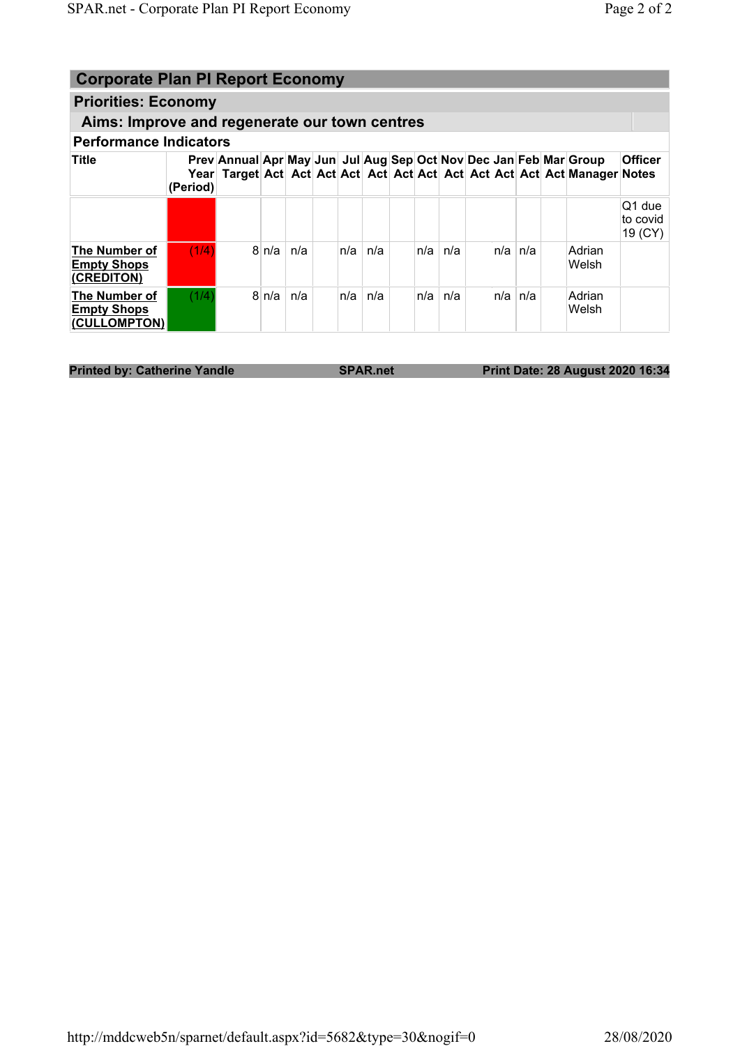## Corporate Plan PI Report Economy

### Priorities: Economy

#### Aims: Improve and regenerate our town centres

**Performance Indicators**

| Title | Prev Year (Period) | Annual Target | Apr Act | May Act | Jun Act | Jul Act | Aug Act | Sep Act | Oct Act | Nov Act | Dec Act | Jan Act | Feb Act | Mar Act | Group Manager | Officer Notes |
|---|---|---|---|---|---|---|---|---|---|---|---|---|---|---|---|---|
| | | | | | | | | | | | | | | | | Q1 due to covid 19 (CY) |
| **The Number of Empty Shops (CREDITON)** | (1/4) | 8 | n/a | n/a | | n/a | n/a | | n/a | n/a | | n/a | n/a | | Adrian Welsh | |
| **The Number of Empty Shops (CULLOMPTON)** | (1/4) | 8 | n/a | n/a | | n/a | n/a | | n/a | n/a | | n/a | n/a | | Adrian Welsh | |

**Printed by: Catherine Yandle** **SPAR.net** **Print Date: 28 August 2020 16:34**